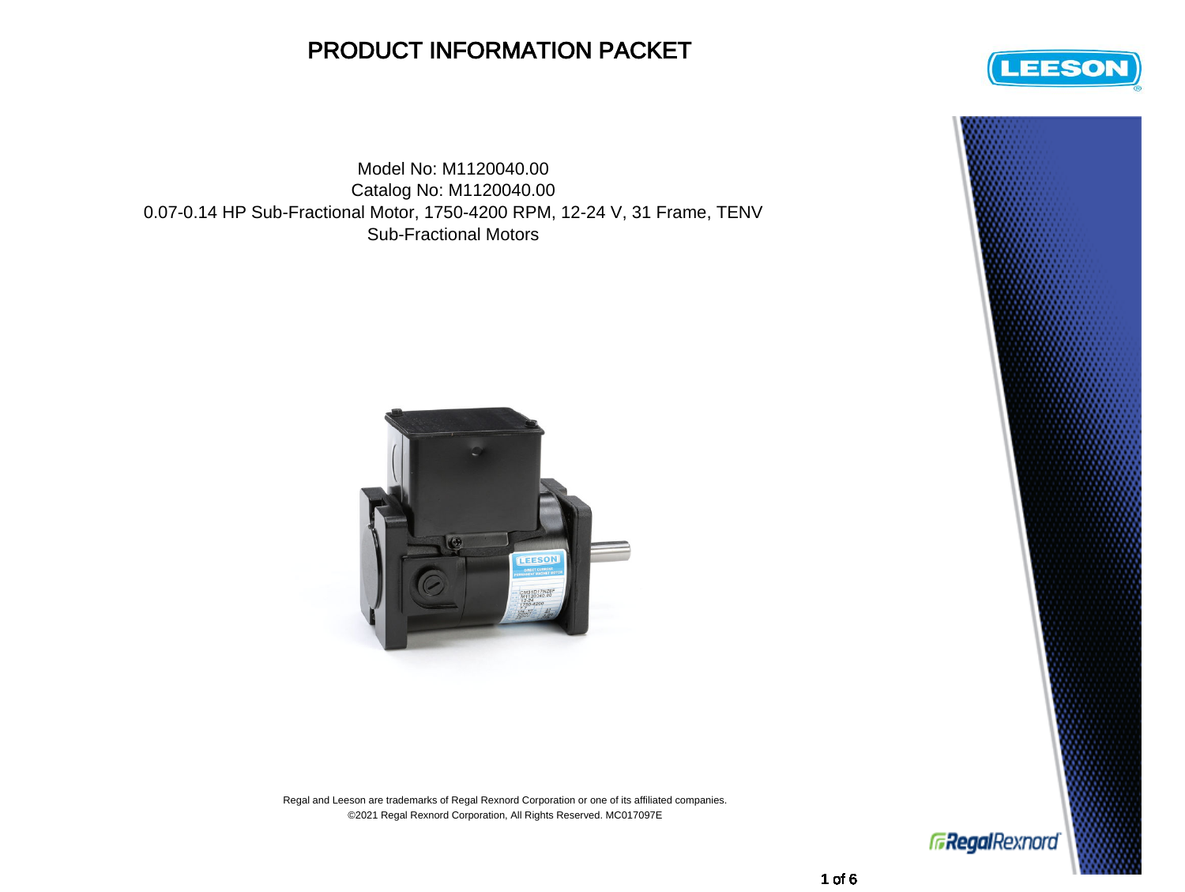# PRODUCT INFORMATION PACKET

Model No: M1120040.00
Catalog No: M1120040.00
0.07-0.14 HP Sub-Fractional Motor, 1750-4200 RPM, 12-24 V, 31 Frame, TENV
Sub-Fractional Motors

Regal and Leeson are trademarks of Regal Rexnord Corporation or one of its affiliated companies.
©2021 Regal Rexnord Corporation, All Rights Reserved. MC017097E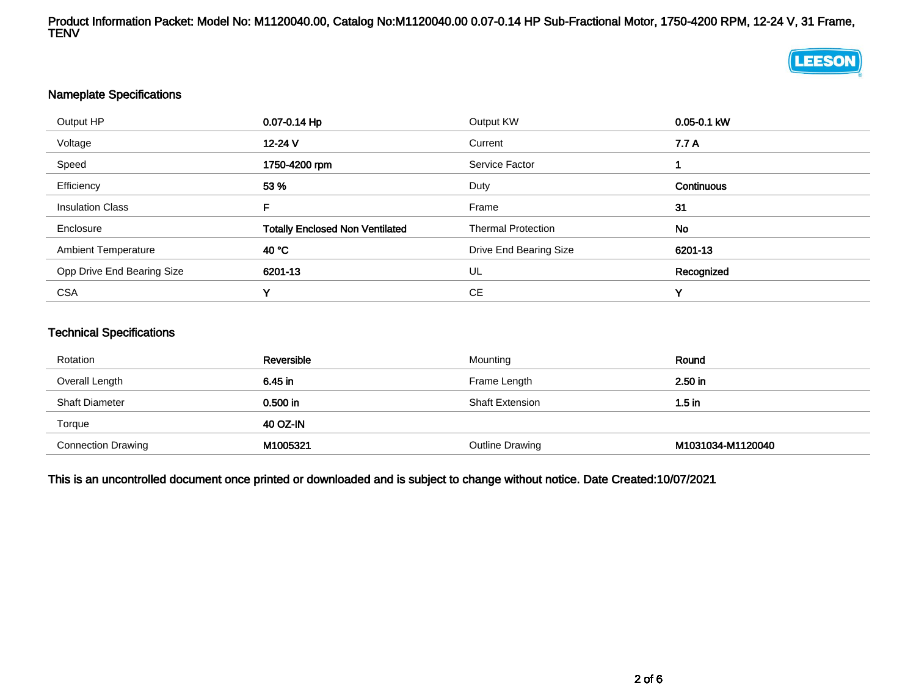Product Information Packet: Model No: M1120040.00, Catalog No:M1120040.00 0.07-0.14 HP Sub-Fractional Motor, 1750-4200 RPM, 12-24 V, 31 Frame, TENV

## Nameplate Specifications

| | | | |
|---|---|---|---|
| Output HP | 0.07-0.14 Hp | Output KW | 0.05-0.1 kW |
| Voltage | 12-24 V | Current | 7.7 A |
| Speed | 1750-4200 rpm | Service Factor | 1 |
| Efficiency | 53 % | Duty | Continuous |
| Insulation Class | F | Frame | 31 |
| Enclosure | Totally Enclosed Non Ventilated | Thermal Protection | No |
| Ambient Temperature | 40 °C | Drive End Bearing Size | 6201-13 |
| Opp Drive End Bearing Size | 6201-13 | UL | Recognized |
| CSA | Y | CE | Y |

## Technical Specifications

| | | | |
|---|---|---|---|
| Rotation | Reversible | Mounting | Round |
| Overall Length | 6.45 in | Frame Length | 2.50 in |
| Shaft Diameter | 0.500 in | Shaft Extension | 1.5 in |
| Torque | 40 OZ-IN | | |
| Connection Drawing | M1005321 | Outline Drawing | M1031034-M1120040 |

**This is an uncontrolled document once printed or downloaded and is subject to change without notice. Date Created:10/07/2021**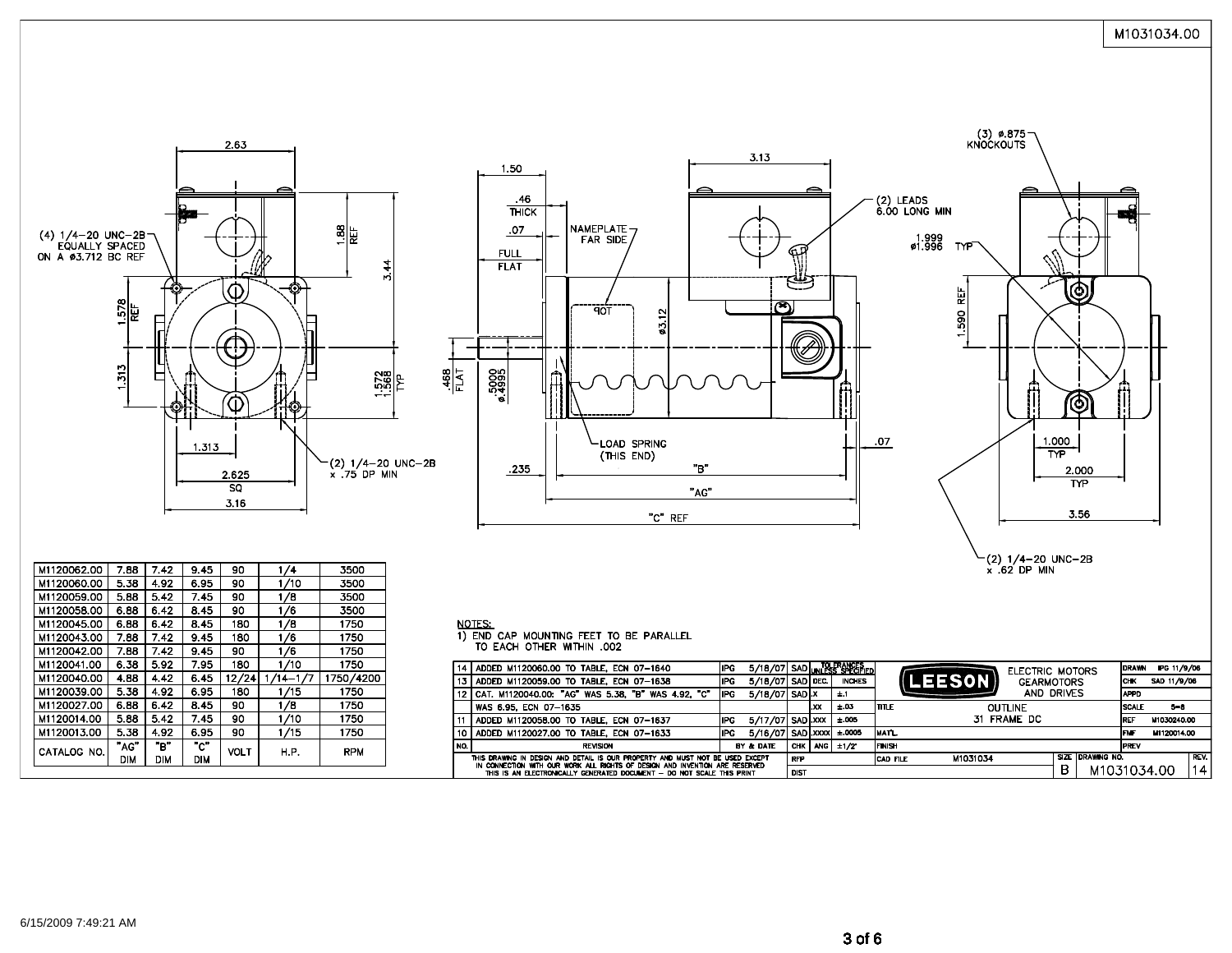M1031034.00

(4) 1/4-20 UNC-2B EQUALLY SPACED ON A ø3.712 BC REF

2.63 | 1.88 REF | 3.44 | 1.578 REF | 1.313 | 1.572 / 1.568 TYP | 1.313 | 2.625 SQ | 3.16

(2) 1/4-20 UNC-2B x .75 DP MIN

1.50 | .46 THICK | .07 FULL FLAT | NAMEPLATE FAR SIDE | 3.13 | (2) LEADS 6.00 LONG MIN | ø3.12 | .468 FLAT | .5000 / ø.4995 | LOAD SPRING (THIS END) | .235 | "B" | "AG" | "C" REF | .07

(3) ø.875 KNOCKOUTS | 1.999 / ø1.996 TYP | 1.590 REF | 1.000 TYP | 2.000 TYP | 3.56

(2) 1/4-20 UNC-2B x .62 DP MIN

| CATALOG NO. | "AG" DIM | "B" DIM | "C" DIM | VOLT | H.P. | RPM |
|---|---|---|---|---|---|---|
| M1120062.00 | 7.88 | 7.42 | 9.45 | 90 | 1/4 | 3500 |
| M1120060.00 | 5.38 | 4.92 | 6.95 | 90 | 1/10 | 3500 |
| M1120059.00 | 5.88 | 5.42 | 7.45 | 90 | 1/8 | 3500 |
| M1120058.00 | 6.88 | 6.42 | 8.45 | 90 | 1/6 | 3500 |
| M1120045.00 | 6.88 | 6.42 | 8.45 | 180 | 1/8 | 1750 |
| M1120043.00 | 7.88 | 7.42 | 9.45 | 180 | 1/6 | 1750 |
| M1120042.00 | 7.88 | 7.42 | 9.45 | 90 | 1/6 | 1750 |
| M1120041.00 | 6.38 | 5.92 | 7.95 | 180 | 1/10 | 1750 |
| M1120040.00 | 4.88 | 4.42 | 6.45 | 12/24 | 1/14-1/7 | 1750/4200 |
| M1120039.00 | 5.38 | 4.92 | 6.95 | 180 | 1/15 | 1750 |
| M1120027.00 | 6.88 | 6.42 | 8.45 | 90 | 1/8 | 1750 |
| M1120014.00 | 5.88 | 5.42 | 7.45 | 90 | 1/10 | 1750 |
| M1120013.00 | 5.38 | 4.92 | 6.95 | 90 | 1/15 | 1750 |

NOTES:
1) END CAP MOUNTING FEET TO BE PARALLEL TO EACH OTHER WITHIN .002

| NO. | REVISION | BY & DATE | | CHK |
|---|---|---|---|---|
| 14 | ADDED M1120060.00 TO TABLE, ECN 07-1640 | IPG | 5/18/07 | SAD |
| 13 | ADDED M1120059.00 TO TABLE, ECN 07-1638 | IPG | 5/18/07 | SAD |
| 12 | CAT. M1120040.00: "AG" WAS 5.38, "B" WAS 4.92, "C" WAS 6.95, ECN 07-1635 | IPG | 5/18/07 | SAD |
| 11 | ADDED M1120058.00 TO TABLE, ECN 07-1637 | IPG | 5/17/07 | SAD |
| 10 | ADDED M1120027.00 TO TABLE, ECN 07-1633 | IPG | 5/16/07 | SAD |

TOLERANCES UNLESS SPECIFIED: DEC. INCHES; .X ±.1; .XX ±.03; .XXX ±.005; .XXXX ±.0005; ANG ±1/2°

LEESON ELECTRIC MOTORS GEARMOTORS AND DRIVES

TITLE: OUTLINE 31 FRAME DC

MAT'L: | FINISH: | CAD FILE: M1031034

DRAWN: IPG 11/9/06 | CHK: SAD 11/9/06 | APPD: | SCALE: 5=8 | REF: M1030240.00 | FMF: M1120014.00 | PREV:

SIZE: B | DRAWING NO.: M1031034.00 | REV.: 14

THIS DRAWING IN DESIGN AND DETAIL IS OUR PROPERTY AND MUST NOT BE USED EXCEPT IN CONNECTION WITH OUR WORK ALL RIGHTS OF DESIGN AND INVENTION ARE RESERVED. THIS IS AN ELECTRONICALLY GENERATED DOCUMENT – DO NOT SCALE THIS PRINT

6/15/2009 7:49:21 AM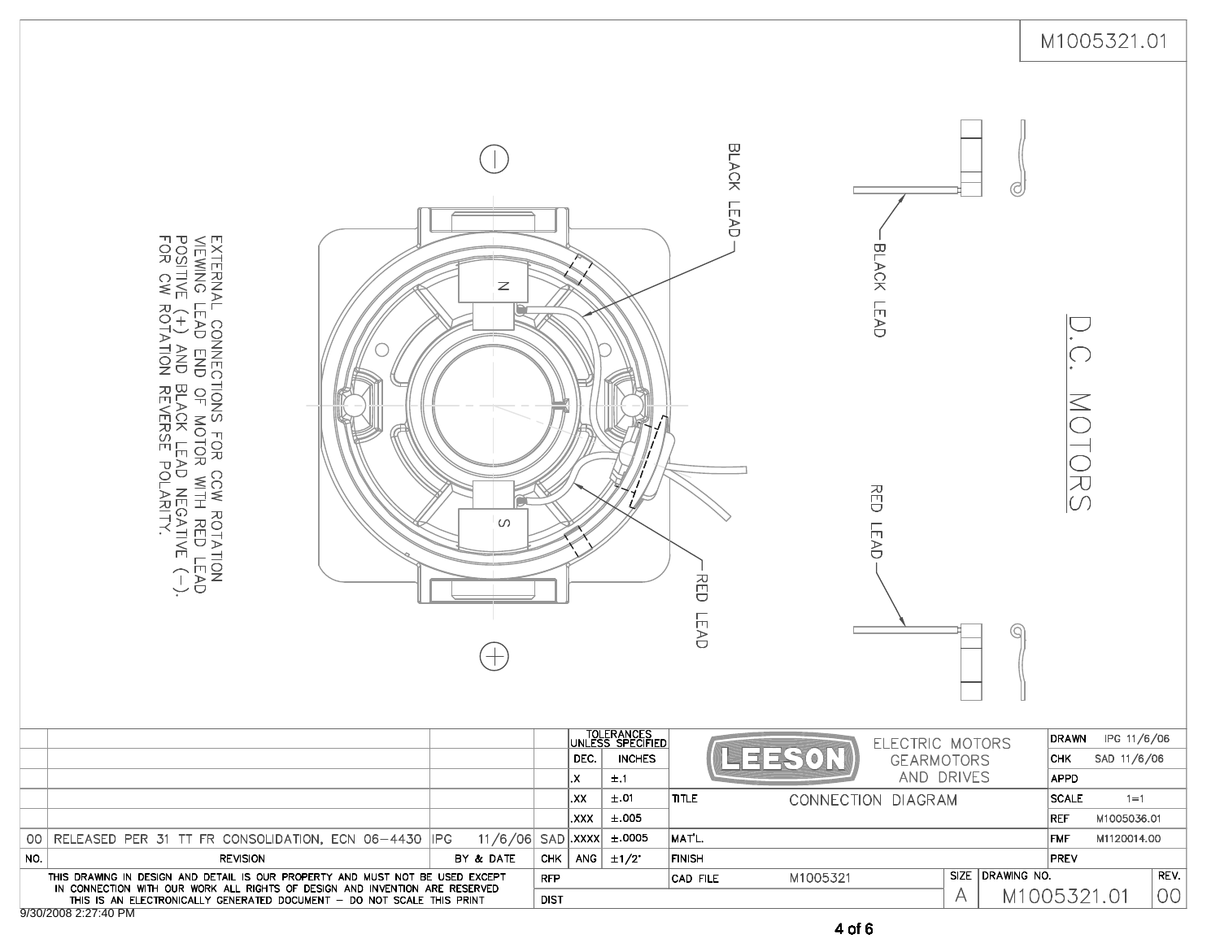M1005321.01

# D.C. MOTORS

EXTERNAL CONNECTIONS FOR CCW ROTATION VIEWING LEAD END OF MOTOR WITH RED LEAD POSITIVE (+) AND BLACK LEAD NEGATIVE (-). FOR CW ROTATION REVERSE POLARITY.

BLACK LEAD

RED LEAD

N

S

−

+

BLACK LEAD

RED LEAD

| NO. | REVISION | BY & DATE | | CHK |
|---|---|---|---|---|
| 00 | RELEASED PER 31 TT FR CONSOLIDATION, ECN 06-4430 | IPG | 11/6/06 | SAD |

| TOLERANCES UNLESS SPECIFIED | |
|---|---|
| DEC. | INCHES |
| .X | ±.1 |
| .XX | ±.01 |
| .XXX | ±.005 |
| .XXXX | ±.0005 |
| ANG | ±1/2° |

LEESON ELECTRIC MOTORS GEARMOTORS AND DRIVES

| | |
|---|---|
| TITLE | CONNECTION DIAGRAM |
| MAT'L. | |
| FINISH | |
| CAD FILE | M1005321 |

| | |
|---|---|
| DRAWN | IPG 11/6/06 |
| CHK | SAD 11/6/06 |
| APPD | |
| SCALE | 1=1 |
| REF | M1005036.01 |
| FMF | M1120014.00 |
| PREV | |

| SIZE | DRAWING NO. | REV. |
|---|---|---|
| A | M1005321.01 | 00 |

RFP

DIST

THIS DRAWING IN DESIGN AND DETAIL IS OUR PROPERTY AND MUST NOT BE USED EXCEPT IN CONNECTION WITH OUR WORK ALL RIGHTS OF DESIGN AND INVENTION ARE RESERVED THIS IS AN ELECTRONICALLY GENERATED DOCUMENT – DO NOT SCALE THIS PRINT

9/30/2008 2:27:40 PM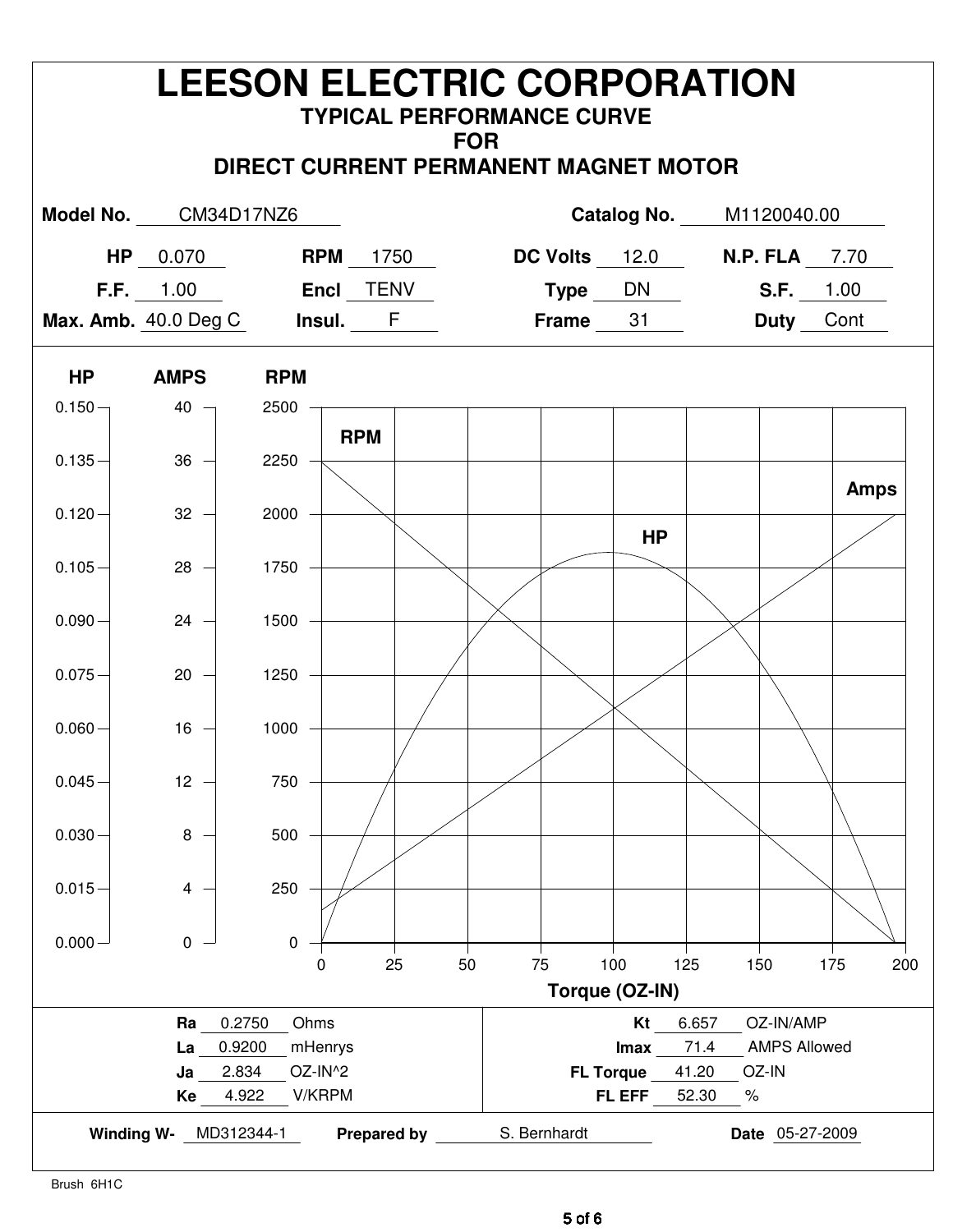# LEESON ELECTRIC CORPORATION

## TYPICAL PERFORMANCE CURVE
## FOR
## DIRECT CURRENT PERMANENT MAGNET MOTOR

| | | | | | | | |
|---|---|---|---|---|---|---|---|
| **Model No.** | CM34D17NZ6 | | | **Catalog No.** | M1120040.00 | | |
| **HP** | 0.070 | **RPM** | 1750 | **DC Volts** | 12.0 | **N.P. FLA** | 7.70 |
| **F.F.** | 1.00 | **Encl** | TENV | **Type** | DN | **S.F.** | 1.00 |
| **Max. Amb.** | 40.0 Deg C | **Insul.** | F | **Frame** | 31 | **Duty** | Cont |

| | | |
|---|---|---|
| **Ra** | 0.2750 | Ohms |
| **La** | 0.9200 | mHenrys |
| **Ja** | 2.834 | OZ-IN^2 |
| **Ke** | 4.922 | V/KRPM |
| **Kt** | 6.657 | OZ-IN/AMP |
| **Imax** | 71.4 | AMPS Allowed |
| **FL Torque** | 41.20 | OZ-IN |
| **FL EFF** | 52.30 | % |

**Winding W-** MD312344-1 **Prepared by** S. Bernhardt **Date** 05-27-2009

Brush 6H1C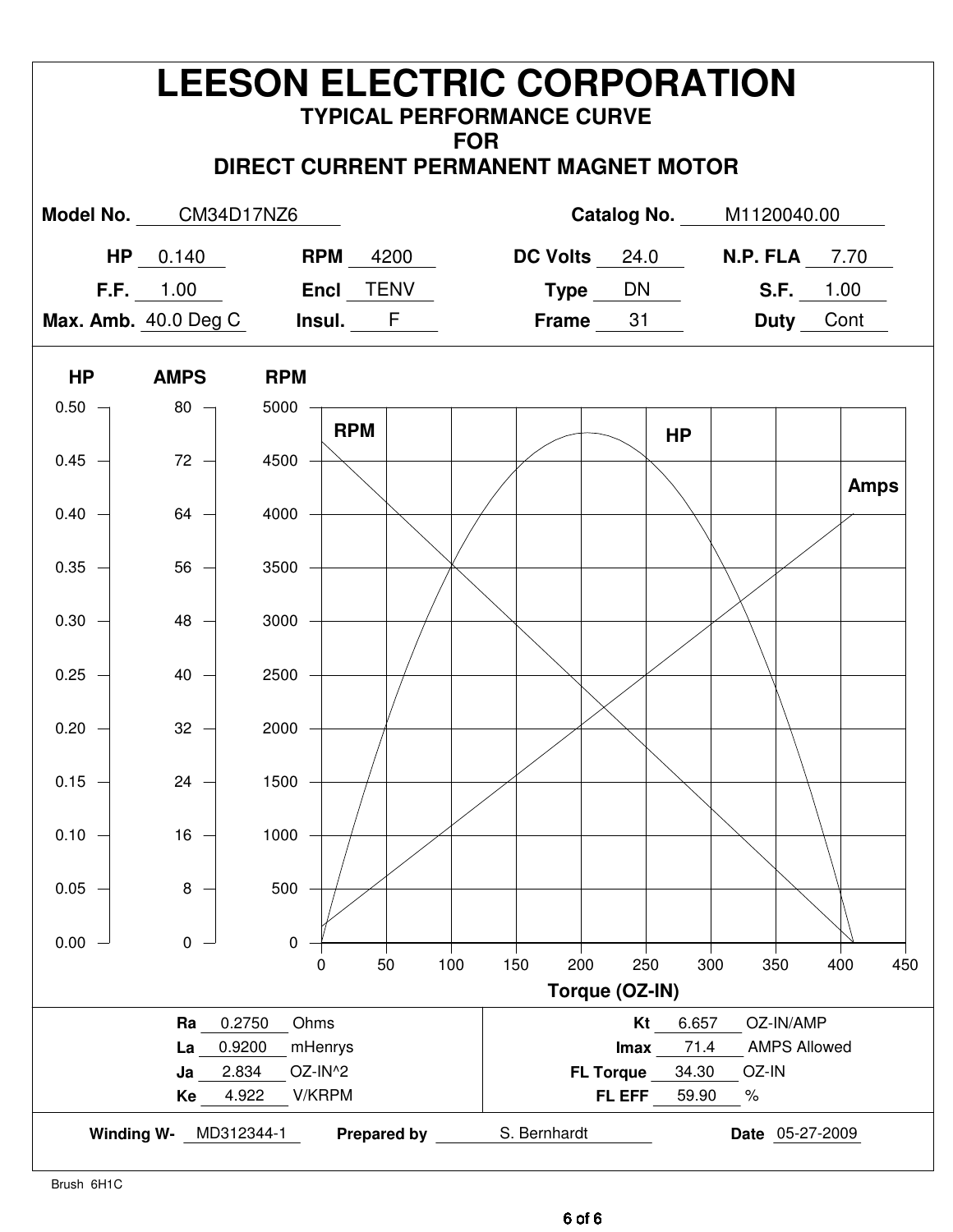# LEESON ELECTRIC CORPORATION

## TYPICAL PERFORMANCE CURVE FOR DIRECT CURRENT PERMANENT MAGNET MOTOR

**Model No.** CM34D17NZ6 **Catalog No.** M1120040.00

| | | | | | | | |
|---|---|---|---|---|---|---|---|
| **HP** | 0.140 | **RPM** | 4200 | **DC Volts** | 24.0 | **N.P. FLA** | 7.70 |
| **F.F.** | 1.00 | **Encl** | TENV | **Type** | DN | **S.F.** | 1.00 |
| **Max. Amb.** | 40.0 Deg C | **Insul.** | F | **Frame** | 31 | **Duty** | Cont |

HP AMPS RPM

0.50 80 5000

0.45 72 4500

0.40 64 4000

0.35 56 3500

0.30 48 3000

0.25 40 2500

0.20 32 2000

0.15 24 1500

0.10 16 1000

0.05 8 500

0.00 0 0

RPM

HP

Amps

0 50 100 150 200 250 300 350 400 450

Torque (OZ-IN)

| | | | |
|---|---|---|---|
| **Ra** | 0.2750 Ohms | **Kt** | 6.657 OZ-IN/AMP |
| **La** | 0.9200 mHenrys | **Imax** | 71.4 AMPS Allowed |
| **Ja** | 2.834 OZ-IN^2 | **FL Torque** | 34.30 OZ-IN |
| **Ke** | 4.922 V/KRPM | **FL EFF** | 59.90 % |

**Winding W-** MD312344-1 **Prepared by** S. Bernhardt **Date** 05-27-2009

Brush 6H1C